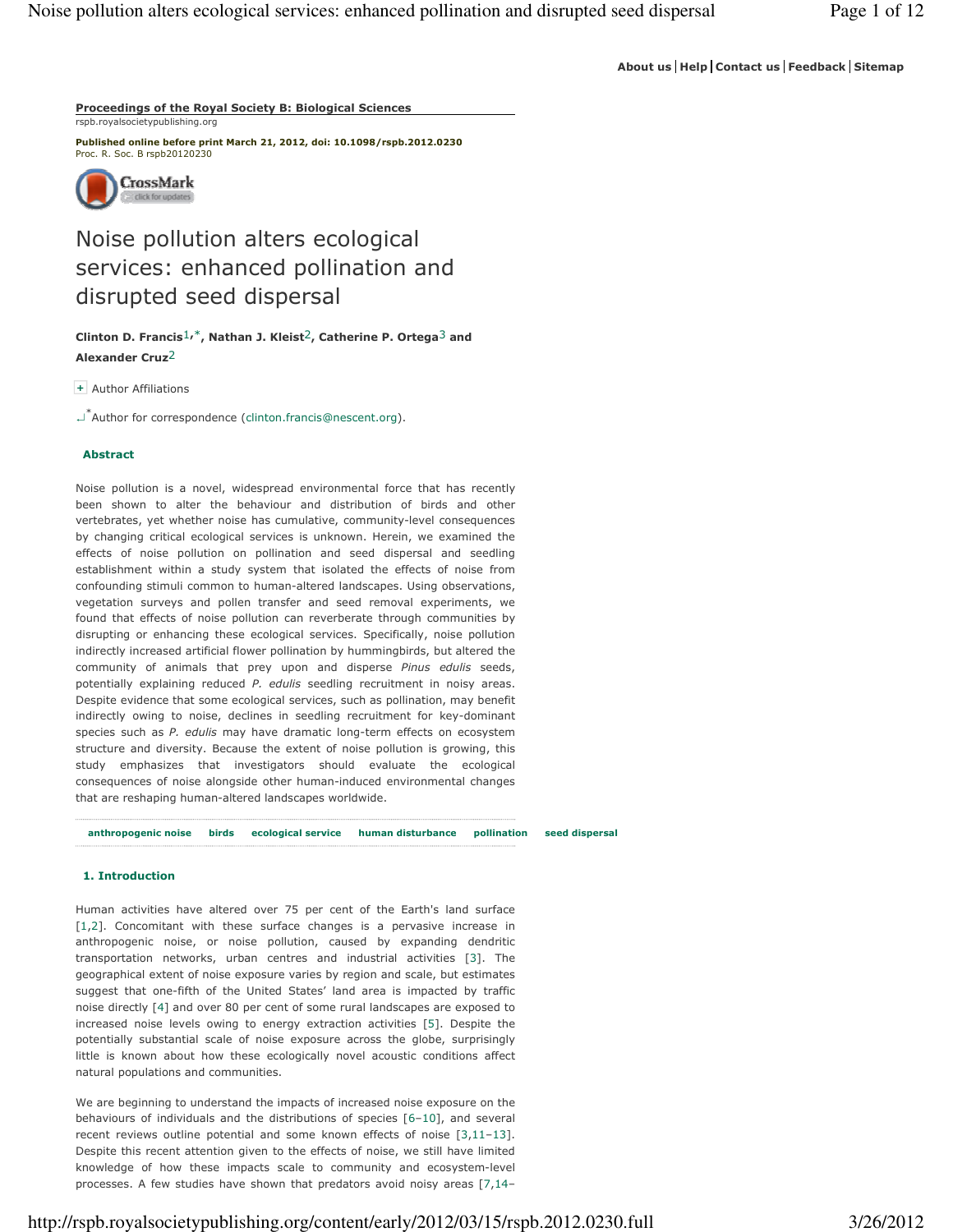About us | Help | Contact us | Feedback | Sitemap

**Proceedings of the Royal Society B: Biological Sciences**
rspb.royalsocietypublishing.org

**Published online before print March 21, 2012, doi: 10.1098/rspb.2012.0230**
Proc. R. Soc. B rspb20120230

# Noise pollution alters ecological services: enhanced pollination and disrupted seed dispersal

**Clinton D. Francis[1,*], Nathan J. Kleist[2], Catherine P. Ortega[3] and Alexander Cruz[2]**

+ Author Affiliations

[*] Author for correspondence (clinton.francis@nescent.org).

## Abstract

Noise pollution is a novel, widespread environmental force that has recently been shown to alter the behaviour and distribution of birds and other vertebrates, yet whether noise has cumulative, community-level consequences by changing critical ecological services is unknown. Herein, we examined the effects of noise pollution on pollination and seed dispersal and seedling establishment within a study system that isolated the effects of noise from confounding stimuli common to human-altered landscapes. Using observations, vegetation surveys and pollen transfer and seed removal experiments, we found that effects of noise pollution can reverberate through communities by disrupting or enhancing these ecological services. Specifically, noise pollution indirectly increased artificial flower pollination by hummingbirds, but altered the community of animals that prey upon and disperse *Pinus edulis* seeds, potentially explaining reduced *P. edulis* seedling recruitment in noisy areas. Despite evidence that some ecological services, such as pollination, may benefit indirectly owing to noise, declines in seedling recruitment for key-dominant species such as *P. edulis* may have dramatic long-term effects on ecosystem structure and diversity. Because the extent of noise pollution is growing, this study emphasizes that investigators should evaluate the ecological consequences of noise alongside other human-induced environmental changes that are reshaping human-altered landscapes worldwide.

**anthropogenic noise** **birds** **ecological service** **human disturbance** **pollination** **seed dispersal**

## 1. Introduction

Human activities have altered over 75 per cent of the Earth's land surface [1,2]. Concomitant with these surface changes is a pervasive increase in anthropogenic noise, or noise pollution, caused by expanding dendritic transportation networks, urban centres and industrial activities [3]. The geographical extent of noise exposure varies by region and scale, but estimates suggest that one-fifth of the United States' land area is impacted by traffic noise directly [4] and over 80 per cent of some rural landscapes are exposed to increased noise levels owing to energy extraction activities [5]. Despite the potentially substantial scale of noise exposure across the globe, surprisingly little is known about how these ecologically novel acoustic conditions affect natural populations and communities.

We are beginning to understand the impacts of increased noise exposure on the behaviours of individuals and the distributions of species [6–10], and several recent reviews outline potential and some known effects of noise [3,11–13]. Despite this recent attention given to the effects of noise, we still have limited knowledge of how these impacts scale to community and ecosystem-level processes. A few studies have shown that predators avoid noisy areas [7,14–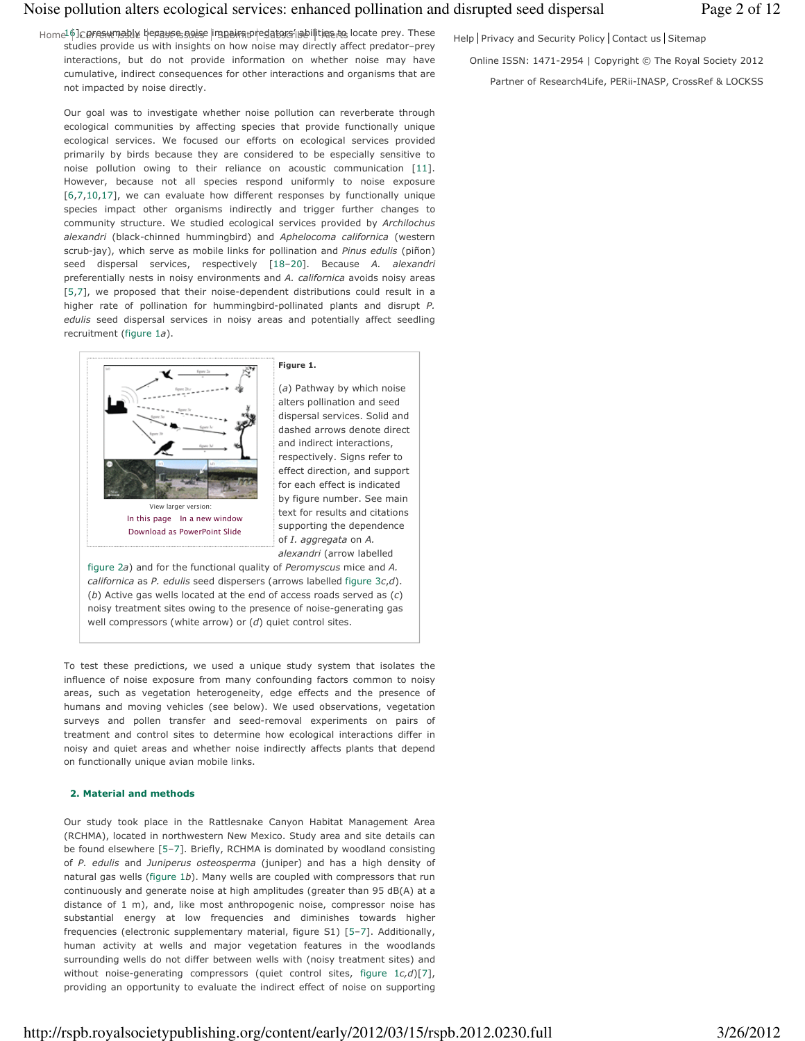16] presumably because noise impairs predators' abilities to locate prey. These studies provide us with insights on how noise may directly affect predator–prey interactions, but do not provide information on whether noise may have cumulative, indirect consequences for other interactions and organisms that are not impacted by noise directly.

Our goal was to investigate whether noise pollution can reverberate through ecological communities by affecting species that provide functionally unique ecological services. We focused our efforts on ecological services provided primarily by birds because they are considered to be especially sensitive to noise pollution owing to their reliance on acoustic communication [11]. However, because not all species respond uniformly to noise exposure [6,7,10,17], we can evaluate how different responses by functionally unique species impact other organisms indirectly and trigger further changes to community structure. We studied ecological services provided by *Archilochus alexandri* (black-chinned hummingbird) and *Aphelocoma californica* (western scrub-jay), which serve as mobile links for pollination and *Pinus edulis* (piñon) seed dispersal services, respectively [18–20]. Because *A. alexandri* preferentially nests in noisy environments and *A. californica* avoids noisy areas [5,7], we proposed that their noise-dependent distributions could result in a higher rate of pollination for hummingbird-pollinated plants and disrupt *P. edulis* seed dispersal services in noisy areas and potentially affect seedling recruitment (figure 1*a*).

**Figure 1.**

(*a*) Pathway by which noise alters pollination and seed dispersal services. Solid and dashed arrows denote direct and indirect interactions, respectively. Signs refer to effect direction, and support for each effect is indicated by figure number. See main text for results and citations supporting the dependence of *I. aggregata* on *A. alexandri* (arrow labelled figure 2*a*) and for the functional quality of *Peromyscus* mice and *A. californica* as *P. edulis* seed dispersers (arrows labelled figure 3*c*,*d*). (*b*) Active gas wells located at the end of access roads served as (*c*) noisy treatment sites owing to the presence of noise-generating gas well compressors (white arrow) or (*d*) quiet control sites.

To test these predictions, we used a unique study system that isolates the influence of noise exposure from many confounding factors common to noisy areas, such as vegetation heterogeneity, edge effects and the presence of humans and moving vehicles (see below). We used observations, vegetation surveys and pollen transfer and seed-removal experiments on pairs of treatment and control sites to determine how ecological interactions differ in noisy and quiet areas and whether noise indirectly affects plants that depend on functionally unique avian mobile links.

## 2. Material and methods

Our study took place in the Rattlesnake Canyon Habitat Management Area (RCHMA), located in northwestern New Mexico. Study area and site details can be found elsewhere [5–7]. Briefly, RCHMA is dominated by woodland consisting of *P. edulis* and *Juniperus osteosperma* (juniper) and has a high density of natural gas wells (figure 1*b*). Many wells are coupled with compressors that run continuously and generate noise at high amplitudes (greater than 95 dB(A) at a distance of 1 m), and, like most anthropogenic noise, compressor noise has substantial energy at low frequencies and diminishes towards higher frequencies (electronic supplementary material, figure S1) [5–7]. Additionally, human activity at wells and major vegetation features in the woodlands surrounding wells do not differ between wells with (noisy treatment sites) and without noise-generating compressors (quiet control sites, figure 1*c*,*d*)[7], providing an opportunity to evaluate the indirect effect of noise on supporting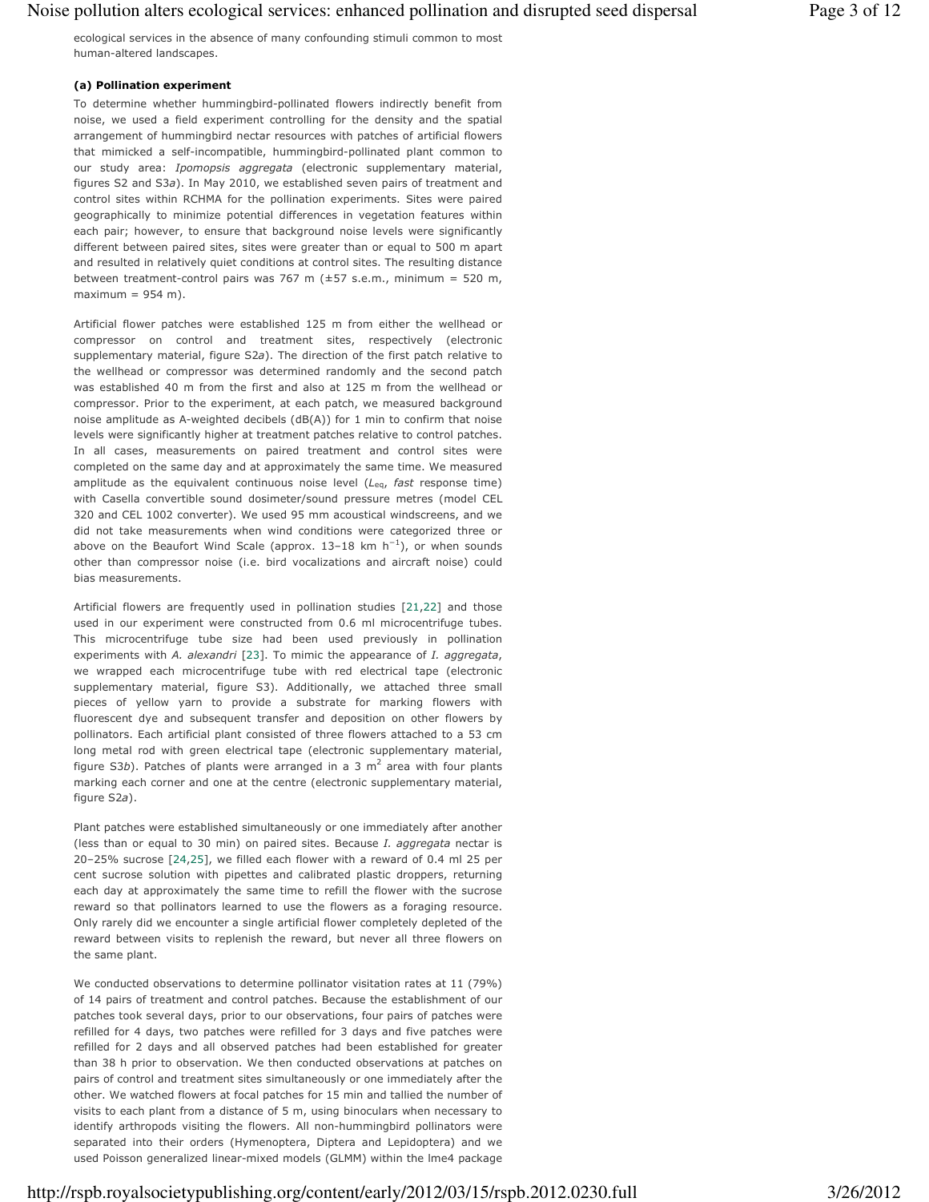ecological services in the absence of many confounding stimuli common to most human-altered landscapes.

### (a) Pollination experiment

To determine whether hummingbird-pollinated flowers indirectly benefit from noise, we used a field experiment controlling for the density and the spatial arrangement of hummingbird nectar resources with patches of artificial flowers that mimicked a self-incompatible, hummingbird-pollinated plant common to our study area: *Ipomopsis aggregata* (electronic supplementary material, figures S2 and S3*a*). In May 2010, we established seven pairs of treatment and control sites within RCHMA for the pollination experiments. Sites were paired geographically to minimize potential differences in vegetation features within each pair; however, to ensure that background noise levels were significantly different between paired sites, sites were greater than or equal to 500 m apart and resulted in relatively quiet conditions at control sites. The resulting distance between treatment-control pairs was 767 m (±57 s.e.m., minimum = 520 m, maximum = 954 m).

Artificial flower patches were established 125 m from either the wellhead or compressor on control and treatment sites, respectively (electronic supplementary material, figure S2*a*). The direction of the first patch relative to the wellhead or compressor was determined randomly and the second patch was established 40 m from the first and also at 125 m from the wellhead or compressor. Prior to the experiment, at each patch, we measured background noise amplitude as A-weighted decibels (dB(A)) for 1 min to confirm that noise levels were significantly higher at treatment patches relative to control patches. In all cases, measurements on paired treatment and control sites were completed on the same day and at approximately the same time. We measured amplitude as the equivalent continuous noise level ($L_{eq}$, *fast* response time) with Casella convertible sound dosimeter/sound pressure metres (model CEL 320 and CEL 1002 converter). We used 95 mm acoustical windscreens, and we did not take measurements when wind conditions were categorized three or above on the Beaufort Wind Scale (approx. 13–18 km $h^{-1}$), or when sounds other than compressor noise (i.e. bird vocalizations and aircraft noise) could bias measurements.

Artificial flowers are frequently used in pollination studies [21,22] and those used in our experiment were constructed from 0.6 ml microcentrifuge tubes. This microcentrifuge tube size had been used previously in pollination experiments with *A. alexandri* [23]. To mimic the appearance of *I. aggregata*, we wrapped each microcentrifuge tube with red electrical tape (electronic supplementary material, figure S3). Additionally, we attached three small pieces of yellow yarn to provide a substrate for marking flowers with fluorescent dye and subsequent transfer and deposition on other flowers by pollinators. Each artificial plant consisted of three flowers attached to a 53 cm long metal rod with green electrical tape (electronic supplementary material, figure S3*b*). Patches of plants were arranged in a 3 $m^2$ area with four plants marking each corner and one at the centre (electronic supplementary material, figure S2*a*).

Plant patches were established simultaneously or one immediately after another (less than or equal to 30 min) on paired sites. Because *I. aggregata* nectar is 20–25% sucrose [24,25], we filled each flower with a reward of 0.4 ml 25 per cent sucrose solution with pipettes and calibrated plastic droppers, returning each day at approximately the same time to refill the flower with the sucrose reward so that pollinators learned to use the flowers as a foraging resource. Only rarely did we encounter a single artificial flower completely depleted of the reward between visits to replenish the reward, but never all three flowers on the same plant.

We conducted observations to determine pollinator visitation rates at 11 (79%) of 14 pairs of treatment and control patches. Because the establishment of our patches took several days, prior to our observations, four pairs of patches were refilled for 4 days, two patches were refilled for 3 days and five patches were refilled for 2 days and all observed patches had been established for greater than 38 h prior to observation. We then conducted observations at patches on pairs of control and treatment sites simultaneously or one immediately after the other. We watched flowers at focal patches for 15 min and tallied the number of visits to each plant from a distance of 5 m, using binoculars when necessary to identify arthropods visiting the flowers. All non-hummingbird pollinators were separated into their orders (Hymenoptera, Diptera and Lepidoptera) and we used Poisson generalized linear-mixed models (GLMM) within the lme4 package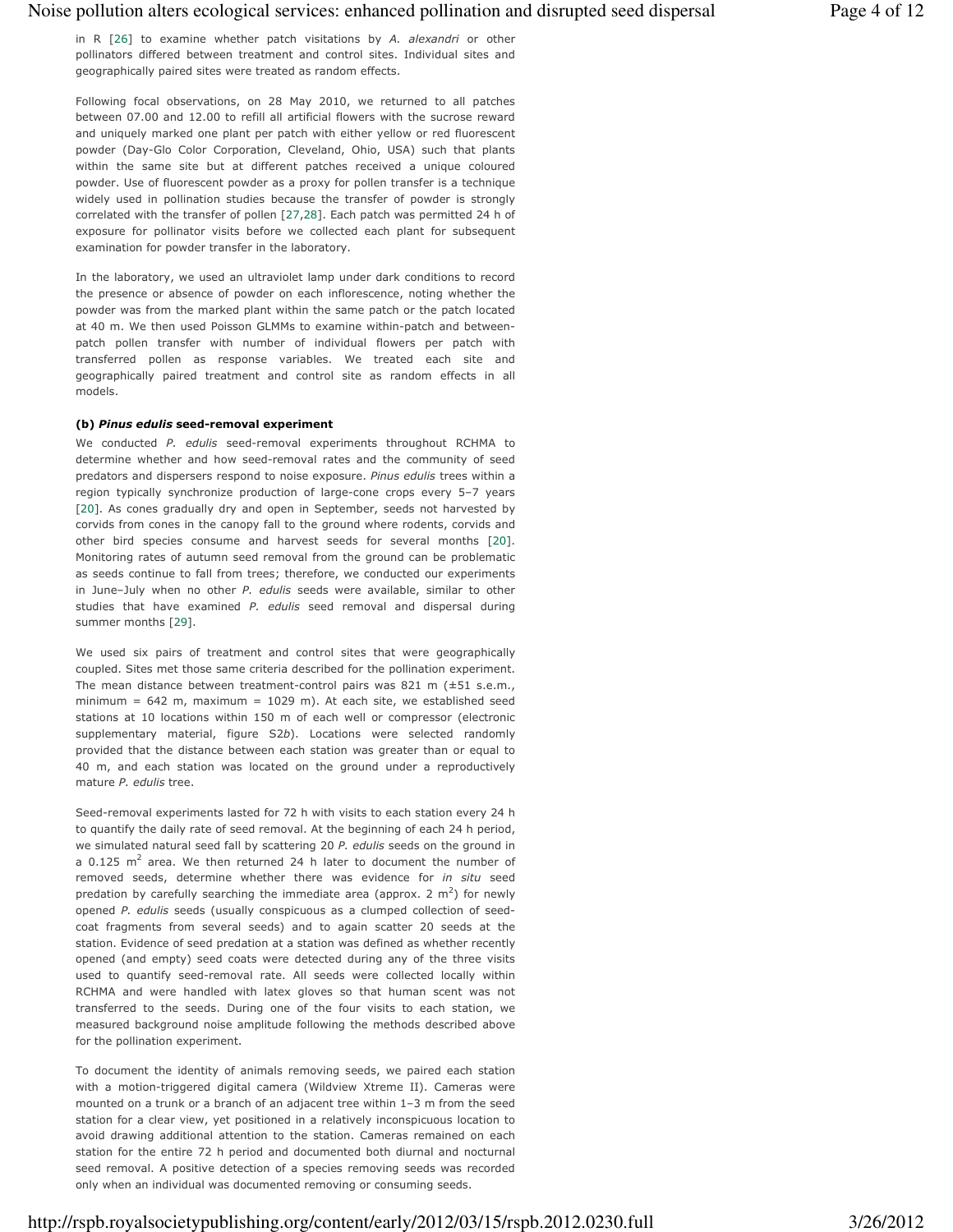in R [26] to examine whether patch visitations by *A. alexandri* or other pollinators differed between treatment and control sites. Individual sites and geographically paired sites were treated as random effects.

Following focal observations, on 28 May 2010, we returned to all patches between 07.00 and 12.00 to refill all artificial flowers with the sucrose reward and uniquely marked one plant per patch with either yellow or red fluorescent powder (Day-Glo Color Corporation, Cleveland, Ohio, USA) such that plants within the same site but at different patches received a unique coloured powder. Use of fluorescent powder as a proxy for pollen transfer is a technique widely used in pollination studies because the transfer of powder is strongly correlated with the transfer of pollen [27,28]. Each patch was permitted 24 h of exposure for pollinator visits before we collected each plant for subsequent examination for powder transfer in the laboratory.

In the laboratory, we used an ultraviolet lamp under dark conditions to record the presence or absence of powder on each inflorescence, noting whether the powder was from the marked plant within the same patch or the patch located at 40 m. We then used Poisson GLMMs to examine within-patch and between-patch pollen transfer with number of individual flowers per patch with transferred pollen as response variables. We treated each site and geographically paired treatment and control site as random effects in all models.

### (b) *Pinus edulis* seed-removal experiment

We conducted *P. edulis* seed-removal experiments throughout RCHMA to determine whether and how seed-removal rates and the community of seed predators and dispersers respond to noise exposure. *Pinus edulis* trees within a region typically synchronize production of large-cone crops every 5–7 years [20]. As cones gradually dry and open in September, seeds not harvested by corvids from cones in the canopy fall to the ground where rodents, corvids and other bird species consume and harvest seeds for several months [20]. Monitoring rates of autumn seed removal from the ground can be problematic as seeds continue to fall from trees; therefore, we conducted our experiments in June–July when no other *P. edulis* seeds were available, similar to other studies that have examined *P. edulis* seed removal and dispersal during summer months [29].

We used six pairs of treatment and control sites that were geographically coupled. Sites met those same criteria described for the pollination experiment. The mean distance between treatment-control pairs was 821 m (±51 s.e.m., minimum = 642 m, maximum = 1029 m). At each site, we established seed stations at 10 locations within 150 m of each well or compressor (electronic supplementary material, figure S2*b*). Locations were selected randomly provided that the distance between each station was greater than or equal to 40 m, and each station was located on the ground under a reproductively mature *P. edulis* tree.

Seed-removal experiments lasted for 72 h with visits to each station every 24 h to quantify the daily rate of seed removal. At the beginning of each 24 h period, we simulated natural seed fall by scattering 20 *P. edulis* seeds on the ground in a 0.125 $m^2$ area. We then returned 24 h later to document the number of removed seeds, determine whether there was evidence for *in situ* seed predation by carefully searching the immediate area (approx. 2 $m^2$) for newly opened *P. edulis* seeds (usually conspicuous as a clumped collection of seed-coat fragments from several seeds) and to again scatter 20 seeds at the station. Evidence of seed predation at a station was defined as whether recently opened (and empty) seed coats were detected during any of the three visits used to quantify seed-removal rate. All seeds were collected locally within RCHMA and were handled with latex gloves so that human scent was not transferred to the seeds. During one of the four visits to each station, we measured background noise amplitude following the methods described above for the pollination experiment.

To document the identity of animals removing seeds, we paired each station with a motion-triggered digital camera (Wildview Xtreme II). Cameras were mounted on a trunk or a branch of an adjacent tree within 1–3 m from the seed station for a clear view, yet positioned in a relatively inconspicuous location to avoid drawing additional attention to the station. Cameras remained on each station for the entire 72 h period and documented both diurnal and nocturnal seed removal. A positive detection of a species removing seeds was recorded only when an individual was documented removing or consuming seeds.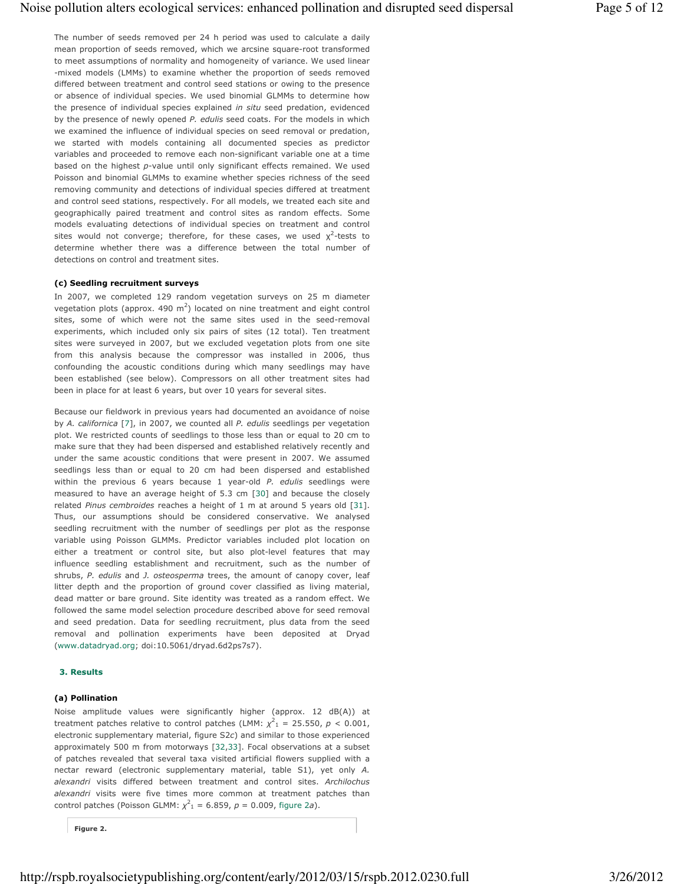The number of seeds removed per 24 h period was used to calculate a daily mean proportion of seeds removed, which we arcsine square-root transformed to meet assumptions of normality and homogeneity of variance. We used linear -mixed models (LMMs) to examine whether the proportion of seeds removed differed between treatment and control seed stations or owing to the presence or absence of individual species. We used binomial GLMMs to determine how the presence of individual species explained *in situ* seed predation, evidenced by the presence of newly opened *P. edulis* seed coats. For the models in which we examined the influence of individual species on seed removal or predation, we started with models containing all documented species as predictor variables and proceeded to remove each non-significant variable one at a time based on the highest *p*-value until only significant effects remained. We used Poisson and binomial GLMMs to examine whether species richness of the seed removing community and detections of individual species differed at treatment and control seed stations, respectively. For all models, we treated each site and geographically paired treatment and control sites as random effects. Some models evaluating detections of individual species on treatment and control sites would not converge; therefore, for these cases, we used $\chi^2$-tests to determine whether there was a difference between the total number of detections on control and treatment sites.

#### (c) Seedling recruitment surveys

In 2007, we completed 129 random vegetation surveys on 25 m diameter vegetation plots (approx. 490 $m^2$) located on nine treatment and eight control sites, some of which were not the same sites used in the seed-removal experiments, which included only six pairs of sites (12 total). Ten treatment sites were surveyed in 2007, but we excluded vegetation plots from one site from this analysis because the compressor was installed in 2006, thus confounding the acoustic conditions during which many seedlings may have been established (see below). Compressors on all other treatment sites had been in place for at least 6 years, but over 10 years for several sites.

Because our fieldwork in previous years had documented an avoidance of noise by *A. californica* [7], in 2007, we counted all *P. edulis* seedlings per vegetation plot. We restricted counts of seedlings to those less than or equal to 20 cm to make sure that they had been dispersed and established relatively recently and under the same acoustic conditions that were present in 2007. We assumed seedlings less than or equal to 20 cm had been dispersed and established within the previous 6 years because 1 year-old *P. edulis* seedlings were measured to have an average height of 5.3 cm [30] and because the closely related *Pinus cembroides* reaches a height of 1 m at around 5 years old [31]. Thus, our assumptions should be considered conservative. We analysed seedling recruitment with the number of seedlings per plot as the response variable using Poisson GLMMs. Predictor variables included plot location on either a treatment or control site, but also plot-level features that may influence seedling establishment and recruitment, such as the number of shrubs, *P. edulis* and *J. osteosperma* trees, the amount of canopy cover, leaf litter depth and the proportion of ground cover classified as living material, dead matter or bare ground. Site identity was treated as a random effect. We followed the same model selection procedure described above for seed removal and seed predation. Data for seedling recruitment, plus data from the seed removal and pollination experiments have been deposited at Dryad (www.datadryad.org; doi:10.5061/dryad.6d2ps7s7).

## 3. Results

#### (a) Pollination

Noise amplitude values were significantly higher (approx. 12 dB(A)) at treatment patches relative to control patches (LMM: $\chi^2_1 = 25.550$, $p < 0.001$, electronic supplementary material, figure S2*c*) and similar to those experienced approximately 500 m from motorways [32,33]. Focal observations at a subset of patches revealed that several taxa visited artificial flowers supplied with a nectar reward (electronic supplementary material, table S1), yet only *A. alexandri* visits differed between treatment and control sites. *Archilochus alexandri* visits were five times more common at treatment patches than control patches (Poisson GLMM: $\chi^2_1 = 6.859$, $p = 0.009$, figure 2*a*).

**Figure 2.**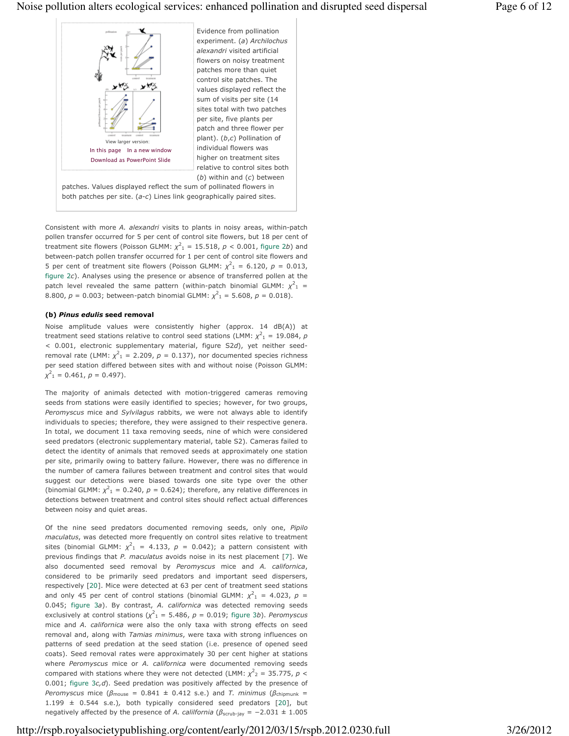View larger version:
In this page In a new window
Download as PowerPoint Slide

Evidence from pollination experiment. (*a*) *Archilochus alexandri* visited artificial flowers on noisy treatment patches more than quiet control site patches. The values displayed reflect the sum of visits per site (14 sites total with two patches per site, five plants per patch and three flower per plant). (*b*,*c*) Pollination of individual flowers was higher on treatment sites relative to control sites both (*b*) within and (*c*) between patches. Values displayed reflect the sum of pollinated flowers in both patches per site. (*a*-*c*) Lines link geographically paired sites.

Consistent with more *A. alexandri* visits to plants in noisy areas, within-patch pollen transfer occurred for 5 per cent of control site flowers, but 18 per cent of treatment site flowers (Poisson GLMM: $\chi^2_1 = 15.518$, $p < 0.001$, figure 2*b*) and between-patch pollen transfer occurred for 1 per cent of control site flowers and 5 per cent of treatment site flowers (Poisson GLMM: $\chi^2_1 = 6.120$, $p = 0.013$, figure 2*c*). Analyses using the presence or absence of transferred pollen at the patch level revealed the same pattern (within-patch binomial GLMM: $\chi^2_1 = 8.800$, $p = 0.003$; between-patch binomial GLMM: $\chi^2_1 = 5.608$, $p = 0.018$).

#### (b) *Pinus edulis* seed removal

Noise amplitude values were consistently higher (approx. 14 dB(A)) at treatment seed stations relative to control seed stations (LMM: $\chi^2_1 = 19.084$, $p < 0.001$, electronic supplementary material, figure S2*d*), yet neither seed-removal rate (LMM: $\chi^2_1 = 2.209$, $p = 0.137$), nor documented species richness per seed station differed between sites with and without noise (Poisson GLMM: $\chi^2_1 = 0.461$, $p = 0.497$).

The majority of animals detected with motion-triggered cameras removing seeds from stations were easily identified to species; however, for two groups, *Peromyscus* mice and *Sylvilagus* rabbits, we were not always able to identify individuals to species; therefore, they were assigned to their respective genera. In total, we document 11 taxa removing seeds, nine of which were considered seed predators (electronic supplementary material, table S2). Cameras failed to detect the identity of animals that removed seeds at approximately one station per site, primarily owing to battery failure. However, there was no difference in the number of camera failures between treatment and control sites that would suggest our detections were biased towards one site type over the other (binomial GLMM: $\chi^2_1 = 0.240$, $p = 0.624$); therefore, any relative differences in detections between treatment and control sites should reflect actual differences between noisy and quiet areas.

Of the nine seed predators documented removing seeds, only one, *Pipilo maculatus*, was detected more frequently on control sites relative to treatment sites (binomial GLMM: $\chi^2_1 = 4.133$, $p = 0.042$); a pattern consistent with previous findings that *P. maculatus* avoids noise in its nest placement [7]. We also documented seed removal by *Peromyscus* mice and *A. californica*, considered to be primarily seed predators and important seed dispersers, respectively [20]. Mice were detected at 63 per cent of treatment seed stations and only 45 per cent of control stations (binomial GLMM: $\chi^2_1 = 4.023$, $p = 0.045$; figure 3*a*). By contrast, *A. californica* was detected removing seeds exclusively at control stations ($\chi^2_1 = 5.486$, $p = 0.019$; figure 3*b*). *Peromyscus* mice and *A. californica* were also the only taxa with strong effects on seed removal and, along with *Tamias minimus*, were taxa with strong influences on patterns of seed predation at the seed station (i.e. presence of opened seed coats). Seed removal rates were approximately 30 per cent higher at stations where *Peromyscus* mice or *A. californica* were documented removing seeds compared with stations where they were not detected (LMM: $\chi^2_2 = 35.775$, $p < 0.001$; figure 3*c,d*). Seed predation was positively affected by the presence of *Peromyscus* mice ($\beta_{\text{mouse}} = 0.841 \pm 0.412$ s.e.) and *T. minimus* ($\beta_{\text{chipmunk}} = 1.199 \pm 0.544$ s.e.), both typically considered seed predators [20], but negatively affected by the presence of *A. califlornia* ($\beta_{\text{scrub-jay}} = -2.031 \pm 1.005$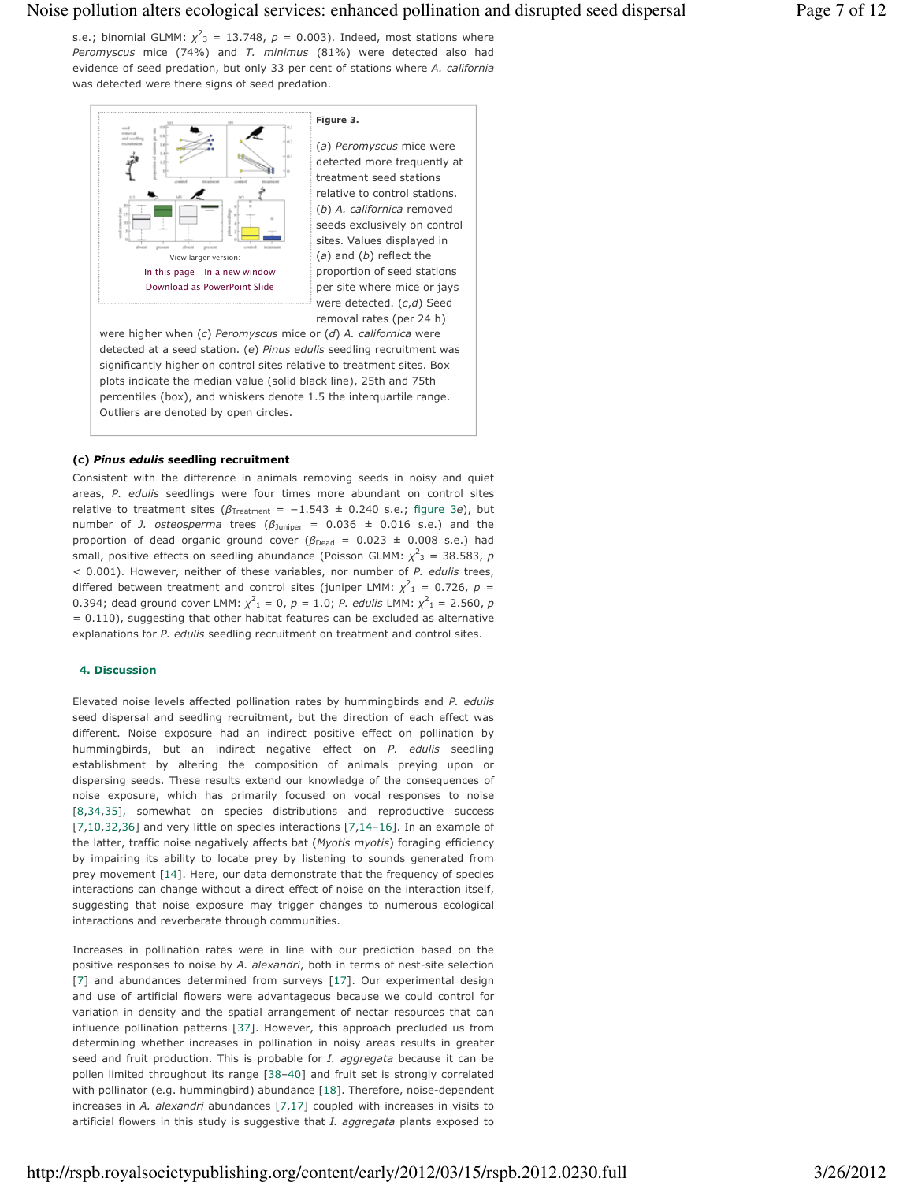s.e.; binomial GLMM: $\chi^2_3 = 13.748$, $p = 0.003$). Indeed, most stations where *Peromyscus* mice (74%) and *T. minimus* (81%) were detected also had evidence of seed predation, but only 33 per cent of stations where *A. californica* was detected were there signs of seed predation.

**Figure 3.**

(*a*) *Peromyscus* mice were detected more frequently at treatment seed stations relative to control stations. (*b*) *A. californica* removed seeds exclusively on control sites. Values displayed in (*a*) and (*b*) reflect the proportion of seed stations per site where mice or jays were detected. (*c*,*d*) Seed removal rates (per 24 h) were higher when (*c*) *Peromyscus* mice or (*d*) *A. californica* were detected at a seed station. (*e*) *Pinus edulis* seedling recruitment was significantly higher on control sites relative to treatment sites. Box plots indicate the median value (solid black line), 25th and 75th percentiles (box), and whiskers denote 1.5 the interquartile range. Outliers are denoted by open circles.

### (c) *Pinus edulis* seedling recruitment

Consistent with the difference in animals removing seeds in noisy and quiet areas, *P. edulis* seedlings were four times more abundant on control sites relative to treatment sites ($\beta_{\text{Treatment}} = -1.543 \pm 0.240$ s.e.; figure 3*e*), but number of *J. osteosperma* trees ($\beta_{\text{Juniper}} = 0.036 \pm 0.016$ s.e.) and the proportion of dead organic ground cover ($\beta_{\text{Dead}} = 0.023 \pm 0.008$ s.e.) had small, positive effects on seedling abundance (Poisson GLMM: $\chi^2_3 = 38.583$, $p < 0.001$). However, neither of these variables, nor number of *P. edulis* trees, differed between treatment and control sites (juniper LMM: $\chi^2_1 = 0.726$, $p = 0.394$; dead ground cover LMM: $\chi^2_1 = 0$, $p = 1.0$; *P. edulis* LMM: $\chi^2_1 = 2.560$, $p = 0.110$), suggesting that other habitat features can be excluded as alternative explanations for *P. edulis* seedling recruitment on treatment and control sites.

## 4. Discussion

Elevated noise levels affected pollination rates by hummingbirds and *P. edulis* seed dispersal and seedling recruitment, but the direction of each effect was different. Noise exposure had an indirect positive effect on pollination by hummingbirds, but an indirect negative effect on *P. edulis* seedling establishment by altering the composition of animals preying upon or dispersing seeds. These results extend our knowledge of the consequences of noise exposure, which has primarily focused on vocal responses to noise [8,34,35], somewhat on species distributions and reproductive success [7,10,32,36] and very little on species interactions [7,14–16]. In an example of the latter, traffic noise negatively affects bat (*Myotis myotis*) foraging efficiency by impairing its ability to locate prey by listening to sounds generated from prey movement [14]. Here, our data demonstrate that the frequency of species interactions can change without a direct effect of noise on the interaction itself, suggesting that noise exposure may trigger changes to numerous ecological interactions and reverberate through communities.

Increases in pollination rates were in line with our prediction based on the positive responses to noise by *A. alexandri*, both in terms of nest-site selection [7] and abundances determined from surveys [17]. Our experimental design and use of artificial flowers were advantageous because we could control for variation in density and the spatial arrangement of nectar resources that can influence pollination patterns [37]. However, this approach precluded us from determining whether increases in pollination in noisy areas results in greater seed and fruit production. This is probable for *I. aggregata* because it can be pollen limited throughout its range [38–40] and fruit set is strongly correlated with pollinator (e.g. hummingbird) abundance [18]. Therefore, noise-dependent increases in *A. alexandri* abundances [7,17] coupled with increases in visits to artificial flowers in this study is suggestive that *I. aggregata* plants exposed to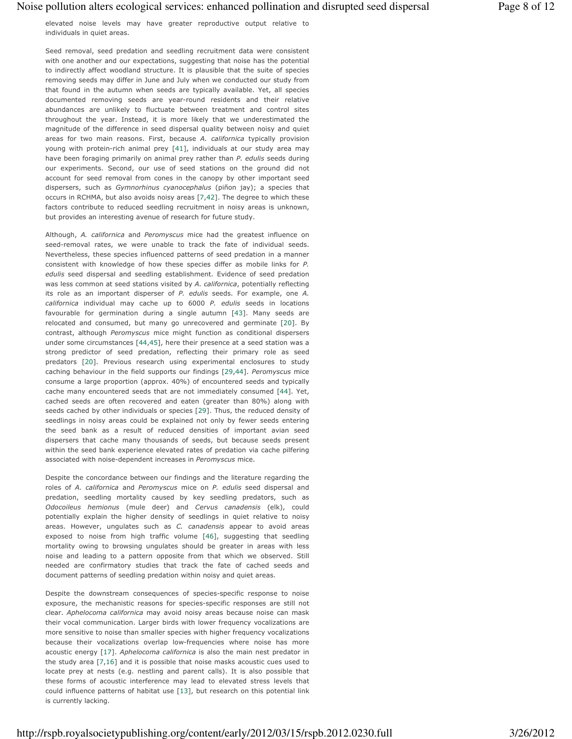elevated noise levels may have greater reproductive output relative to individuals in quiet areas.

Seed removal, seed predation and seedling recruitment data were consistent with one another and our expectations, suggesting that noise has the potential to indirectly affect woodland structure. It is plausible that the suite of species removing seeds may differ in June and July when we conducted our study from that found in the autumn when seeds are typically available. Yet, all species documented removing seeds are year-round residents and their relative abundances are unlikely to fluctuate between treatment and control sites throughout the year. Instead, it is more likely that we underestimated the magnitude of the difference in seed dispersal quality between noisy and quiet areas for two main reasons. First, because *A. californica* typically provision young with protein-rich animal prey [41], individuals at our study area may have been foraging primarily on animal prey rather than *P. edulis* seeds during our experiments. Second, our use of seed stations on the ground did not account for seed removal from cones in the canopy by other important seed dispersers, such as *Gymnorhinus cyanocephalus* (piñon jay); a species that occurs in RCHMA, but also avoids noisy areas [7,42]. The degree to which these factors contribute to reduced seedling recruitment in noisy areas is unknown, but provides an interesting avenue of research for future study.

Although, *A. californica* and *Peromyscus* mice had the greatest influence on seed-removal rates, we were unable to track the fate of individual seeds. Nevertheless, these species influenced patterns of seed predation in a manner consistent with knowledge of how these species differ as mobile links for *P. edulis* seed dispersal and seedling establishment. Evidence of seed predation was less common at seed stations visited by *A. californica*, potentially reflecting its role as an important disperser of *P. edulis* seeds. For example, one *A. californica* individual may cache up to 6000 *P. edulis* seeds in locations favourable for germination during a single autumn [43]. Many seeds are relocated and consumed, but many go unrecovered and germinate [20]. By contrast, although *Peromyscus* mice might function as conditional dispersers under some circumstances [44,45], here their presence at a seed station was a strong predictor of seed predation, reflecting their primary role as seed predators [20]. Previous research using experimental enclosures to study caching behaviour in the field supports our findings [29,44]. *Peromyscus* mice consume a large proportion (approx. 40%) of encountered seeds and typically cache many encountered seeds that are not immediately consumed [44]. Yet, cached seeds are often recovered and eaten (greater than 80%) along with seeds cached by other individuals or species [29]. Thus, the reduced density of seedlings in noisy areas could be explained not only by fewer seeds entering the seed bank as a result of reduced densities of important avian seed dispersers that cache many thousands of seeds, but because seeds present within the seed bank experience elevated rates of predation via cache pilfering associated with noise-dependent increases in *Peromyscus* mice.

Despite the concordance between our findings and the literature regarding the roles of *A. californica* and *Peromyscus* mice on *P. edulis* seed dispersal and predation, seedling mortality caused by key seedling predators, such as *Odocoileus hemionus* (mule deer) and *Cervus canadensis* (elk), could potentially explain the higher density of seedlings in quiet relative to noisy areas. However, ungulates such as *C. canadensis* appear to avoid areas exposed to noise from high traffic volume [46], suggesting that seedling mortality owing to browsing ungulates should be greater in areas with less noise and leading to a pattern opposite from that which we observed. Still needed are confirmatory studies that track the fate of cached seeds and document patterns of seedling predation within noisy and quiet areas.

Despite the downstream consequences of species-specific response to noise exposure, the mechanistic reasons for species-specific responses are still not clear. *Aphelocoma californica* may avoid noisy areas because noise can mask their vocal communication. Larger birds with lower frequency vocalizations are more sensitive to noise than smaller species with higher frequency vocalizations because their vocalizations overlap low-frequencies where noise has more acoustic energy [17]. *Aphelocoma californica* is also the main nest predator in the study area [7,16] and it is possible that noise masks acoustic cues used to locate prey at nests (e.g. nestling and parent calls). It is also possible that these forms of acoustic interference may lead to elevated stress levels that could influence patterns of habitat use [13], but research on this potential link is currently lacking.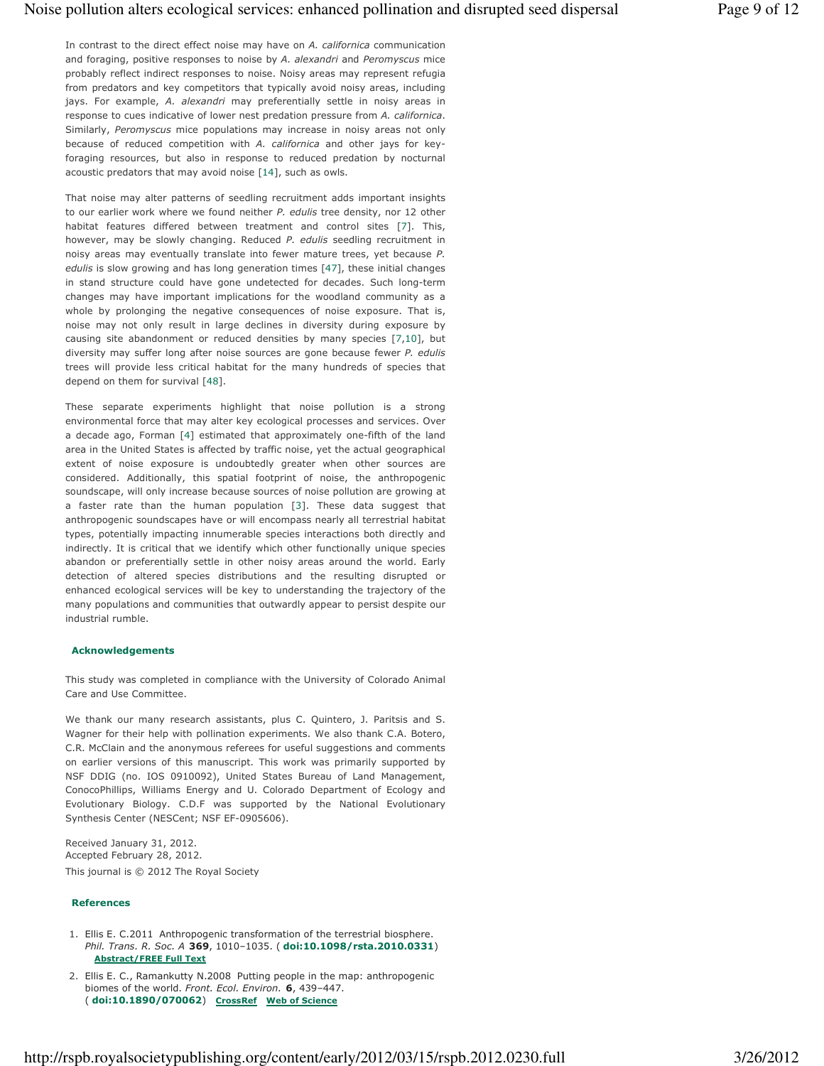In contrast to the direct effect noise may have on *A. californica* communication and foraging, positive responses to noise by *A. alexandri* and *Peromyscus* mice probably reflect indirect responses to noise. Noisy areas may represent refugia from predators and key competitors that typically avoid noisy areas, including jays. For example, *A. alexandri* may preferentially settle in noisy areas in response to cues indicative of lower nest predation pressure from *A. californica*. Similarly, *Peromyscus* mice populations may increase in noisy areas not only because of reduced competition with *A. californica* and other jays for key-foraging resources, but also in response to reduced predation by nocturnal acoustic predators that may avoid noise [14], such as owls.

That noise may alter patterns of seedling recruitment adds important insights to our earlier work where we found neither *P. edulis* tree density, nor 12 other habitat features differed between treatment and control sites [7]. This, however, may be slowly changing. Reduced *P. edulis* seedling recruitment in noisy areas may eventually translate into fewer mature trees, yet because *P. edulis* is slow growing and has long generation times [47], these initial changes in stand structure could have gone undetected for decades. Such long-term changes may have important implications for the woodland community as a whole by prolonging the negative consequences of noise exposure. That is, noise may not only result in large declines in diversity during exposure by causing site abandonment or reduced densities by many species [7,10], but diversity may suffer long after noise sources are gone because fewer *P. edulis* trees will provide less critical habitat for the many hundreds of species that depend on them for survival [48].

These separate experiments highlight that noise pollution is a strong environmental force that may alter key ecological processes and services. Over a decade ago, Forman [4] estimated that approximately one-fifth of the land area in the United States is affected by traffic noise, yet the actual geographical extent of noise exposure is undoubtedly greater when other sources are considered. Additionally, this spatial footprint of noise, the anthropogenic soundscape, will only increase because sources of noise pollution are growing at a faster rate than the human population [3]. These data suggest that anthropogenic soundscapes have or will encompass nearly all terrestrial habitat types, potentially impacting innumerable species interactions both directly and indirectly. It is critical that we identify which other functionally unique species abandon or preferentially settle in other noisy areas around the world. Early detection of altered species distributions and the resulting disrupted or enhanced ecological services will be key to understanding the trajectory of the many populations and communities that outwardly appear to persist despite our industrial rumble.

## Acknowledgements

This study was completed in compliance with the University of Colorado Animal Care and Use Committee.

We thank our many research assistants, plus C. Quintero, J. Paritsis and S. Wagner for their help with pollination experiments. We also thank C.A. Botero, C.R. McClain and the anonymous referees for useful suggestions and comments on earlier versions of this manuscript. This work was primarily supported by NSF DDIG (no. IOS 0910092), United States Bureau of Land Management, ConocoPhillips, Williams Energy and U. Colorado Department of Ecology and Evolutionary Biology. C.D.F was supported by the National Evolutionary Synthesis Center (NESCent; NSF EF-0905606).

Received January 31, 2012.
Accepted February 28, 2012.
This journal is © 2012 The Royal Society

## References

1. Ellis E. C.2011 Anthropogenic transformation of the terrestrial biosphere. *Phil. Trans. R. Soc. A* **369**, 1010–1035. ( **doi:10.1098/rsta.2010.0331**) **Abstract/FREE Full Text**
2. Ellis E. C., Ramankutty N.2008 Putting people in the map: anthropogenic biomes of the world. *Front. Ecol. Environ.* **6**, 439–447. ( **doi:10.1890/070062**) **CrossRef** **Web of Science**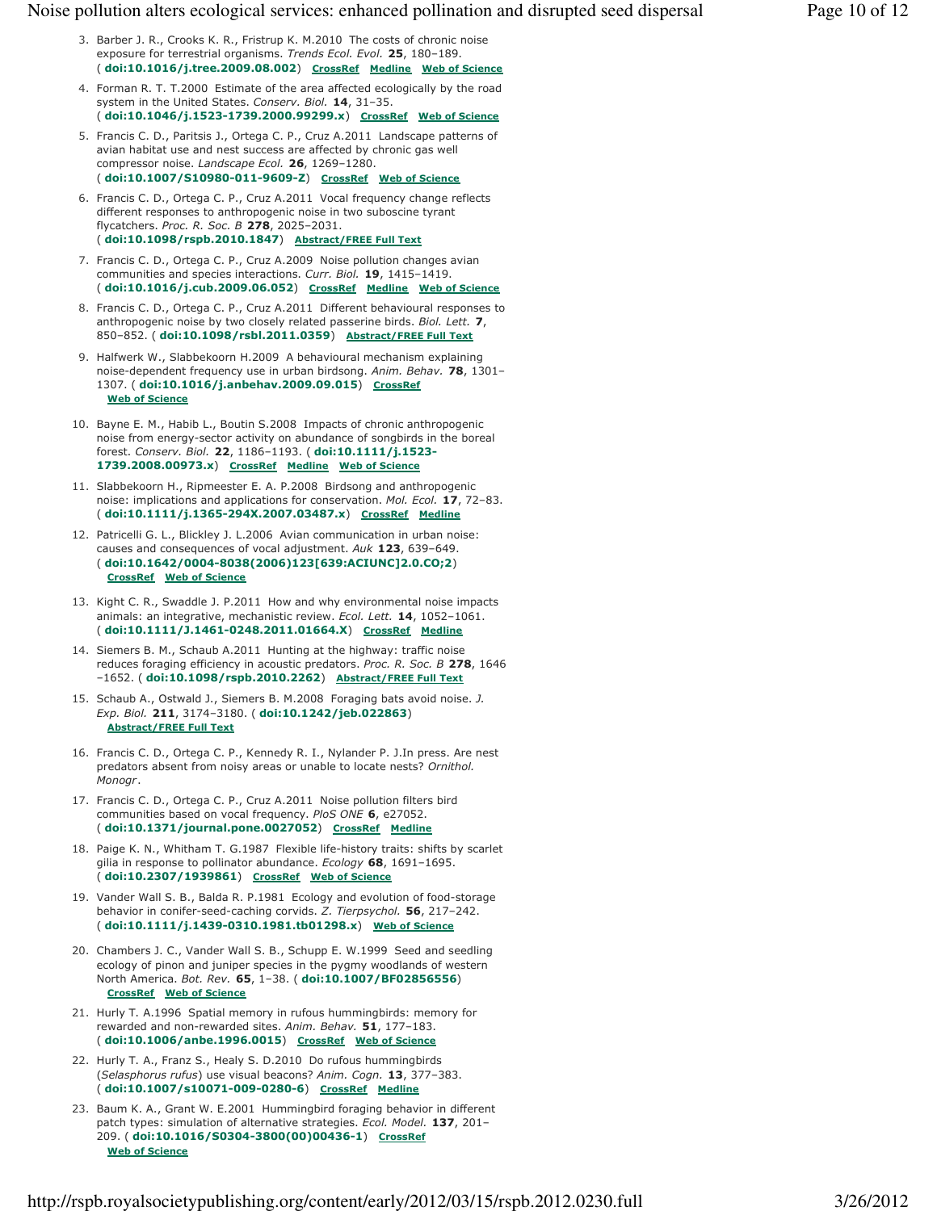3. Barber J. R., Crooks K. R., Fristrup K. M.2010 The costs of chronic noise exposure for terrestrial organisms. *Trends Ecol. Evol.* **25**, 180–189. ( **doi:10.1016/j.tree.2009.08.002**) CrossRef Medline Web of Science

4. Forman R. T. T.2000 Estimate of the area affected ecologically by the road system in the United States. *Conserv. Biol.* **14**, 31–35. ( **doi:10.1046/j.1523-1739.2000.99299.x**) CrossRef Web of Science

5. Francis C. D., Paritsis J., Ortega C. P., Cruz A.2011 Landscape patterns of avian habitat use and nest success are affected by chronic gas well compressor noise. *Landscape Ecol.* **26**, 1269–1280. ( **doi:10.1007/S10980-011-9609-Z**) CrossRef Web of Science

6. Francis C. D., Ortega C. P., Cruz A.2011 Vocal frequency change reflects different responses to anthropogenic noise in two suboscine tyrant flycatchers. *Proc. R. Soc. B* **278**, 2025–2031. ( **doi:10.1098/rspb.2010.1847**) Abstract/FREE Full Text

7. Francis C. D., Ortega C. P., Cruz A.2009 Noise pollution changes avian communities and species interactions. *Curr. Biol.* **19**, 1415–1419. ( **doi:10.1016/j.cub.2009.06.052**) CrossRef Medline Web of Science

8. Francis C. D., Ortega C. P., Cruz A.2011 Different behavioural responses to anthropogenic noise by two closely related passerine birds. *Biol. Lett.* **7**, 850–852. ( **doi:10.1098/rsbl.2011.0359**) Abstract/FREE Full Text

9. Halfwerk W., Slabbekoorn H.2009 A behavioural mechanism explaining noise-dependent frequency use in urban birdsong. *Anim. Behav.* **78**, 1301–1307. ( **doi:10.1016/j.anbehav.2009.09.015**) CrossRef Web of Science

10. Bayne E. M., Habib L., Boutin S.2008 Impacts of chronic anthropogenic noise from energy-sector activity on abundance of songbirds in the boreal forest. *Conserv. Biol.* **22**, 1186–1193. ( **doi:10.1111/j.1523-1739.2008.00973.x**) CrossRef Medline Web of Science

11. Slabbekoorn H., Ripmeester E. A. P.2008 Birdsong and anthropogenic noise: implications and applications for conservation. *Mol. Ecol.* **17**, 72–83. ( **doi:10.1111/j.1365-294X.2007.03487.x**) CrossRef Medline

12. Patricelli G. L., Blickley J. L.2006 Avian communication in urban noise: causes and consequences of vocal adjustment. *Auk* **123**, 639–649. ( **doi:10.1642/0004-8038(2006)123[639:ACIUNC]2.0.CO;2**) CrossRef Web of Science

13. Kight C. R., Swaddle J. P.2011 How and why environmental noise impacts animals: an integrative, mechanistic review. *Ecol. Lett.* **14**, 1052–1061. ( **doi:10.1111/J.1461-0248.2011.01664.X**) CrossRef Medline

14. Siemers B. M., Schaub A.2011 Hunting at the highway: traffic noise reduces foraging efficiency in acoustic predators. *Proc. R. Soc. B* **278**, 1646–1652. ( **doi:10.1098/rspb.2010.2262**) Abstract/FREE Full Text

15. Schaub A., Ostwald J., Siemers B. M.2008 Foraging bats avoid noise. *J. Exp. Biol.* **211**, 3174–3180. ( **doi:10.1242/jeb.022863**) Abstract/FREE Full Text

16. Francis C. D., Ortega C. P., Kennedy R. I., Nylander P. J.In press. Are nest predators absent from noisy areas or unable to locate nests? *Ornithol. Monogr*.

17. Francis C. D., Ortega C. P., Cruz A.2011 Noise pollution filters bird communities based on vocal frequency. *PloS ONE* **6**, e27052. ( **doi:10.1371/journal.pone.0027052**) CrossRef Medline

18. Paige K. N., Whitham T. G.1987 Flexible life-history traits: shifts by scarlet gilia in response to pollinator abundance. *Ecology* **68**, 1691–1695. ( **doi:10.2307/1939861**) CrossRef Web of Science

19. Vander Wall S. B., Balda R. P.1981 Ecology and evolution of food-storage behavior in conifer-seed-caching corvids. *Z. Tierpsychol.* **56**, 217–242. ( **doi:10.1111/j.1439-0310.1981.tb01298.x**) Web of Science

20. Chambers J. C., Vander Wall S. B., Schupp E. W.1999 Seed and seedling ecology of pinon and juniper species in the pygmy woodlands of western North America. *Bot. Rev.* **65**, 1–38. ( **doi:10.1007/BF02856556**) CrossRef Web of Science

21. Hurly T. A.1996 Spatial memory in rufous hummingbirds: memory for rewarded and non-rewarded sites. *Anim. Behav.* **51**, 177–183. ( **doi:10.1006/anbe.1996.0015**) CrossRef Web of Science

22. Hurly T. A., Franz S., Healy S. D.2010 Do rufous hummingbirds (*Selasphorus rufus*) use visual beacons? *Anim. Cogn.* **13**, 377–383. ( **doi:10.1007/s10071-009-0280-6**) CrossRef Medline

23. Baum K. A., Grant W. E.2001 Hummingbird foraging behavior in different patch types: simulation of alternative strategies. *Ecol. Model.* **137**, 201–209. ( **doi:10.1016/S0304-3800(00)00436-1**) CrossRef Web of Science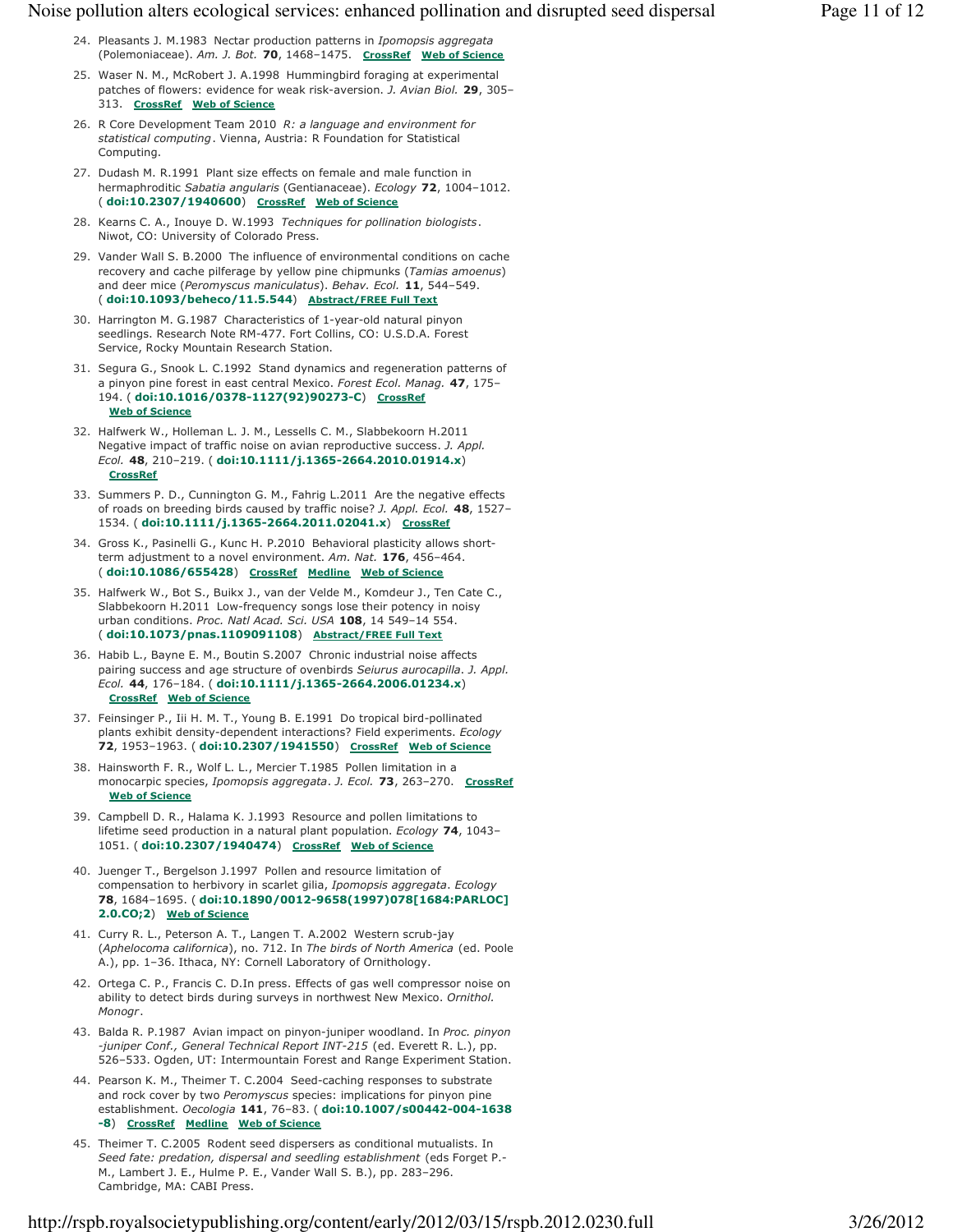24. Pleasants J. M.1983 Nectar production patterns in *Ipomopsis aggregata* (Polemoniaceae). *Am. J. Bot.* **70**, 1468–1475. CrossRef Web of Science

25. Waser N. M., McRobert J. A.1998 Hummingbird foraging at experimental patches of flowers: evidence for weak risk-aversion. *J. Avian Biol.* **29**, 305–313. CrossRef Web of Science

26. R Core Development Team 2010 *R: a language and environment for statistical computing*. Vienna, Austria: R Foundation for Statistical Computing.

27. Dudash M. R.1991 Plant size effects on female and male function in hermaphroditic *Sabatia angularis* (Gentianaceae). *Ecology* **72**, 1004–1012. ( **doi:10.2307/1940600**) CrossRef Web of Science

28. Kearns C. A., Inouye D. W.1993 *Techniques for pollination biologists*. Niwot, CO: University of Colorado Press.

29. Vander Wall S. B.2000 The influence of environmental conditions on cache recovery and cache pilferage by yellow pine chipmunks (*Tamias amoenus*) and deer mice (*Peromyscus maniculatus*). *Behav. Ecol.* **11**, 544–549. ( **doi:10.1093/beheco/11.5.544**) Abstract/FREE Full Text

30. Harrington M. G.1987 Characteristics of 1-year-old natural pinyon seedlings. Research Note RM-477. Fort Collins, CO: U.S.D.A. Forest Service, Rocky Mountain Research Station.

31. Segura G., Snook L. C.1992 Stand dynamics and regeneration patterns of a pinyon pine forest in east central Mexico. *Forest Ecol. Manag.* **47**, 175–194. ( **doi:10.1016/0378-1127(92)90273-C**) CrossRef Web of Science

32. Halfwerk W., Holleman L. J. M., Lessells C. M., Slabbekoorn H.2011 Negative impact of traffic noise on avian reproductive success. *J. Appl. Ecol.* **48**, 210–219. ( **doi:10.1111/j.1365-2664.2010.01914.x**) CrossRef

33. Summers P. D., Cunnington G. M., Fahrig L.2011 Are the negative effects of roads on breeding birds caused by traffic noise? *J. Appl. Ecol.* **48**, 1527–1534. ( **doi:10.1111/j.1365-2664.2011.02041.x**) CrossRef

34. Gross K., Pasinelli G., Kunc H. P.2010 Behavioral plasticity allows short-term adjustment to a novel environment. *Am. Nat.* **176**, 456–464. ( **doi:10.1086/655428**) CrossRef Medline Web of Science

35. Halfwerk W., Bot S., Buikx J., van der Velde M., Komdeur J., Ten Cate C., Slabbekoorn H.2011 Low-frequency songs lose their potency in noisy urban conditions. *Proc. Natl Acad. Sci. USA* **108**, 14 549–14 554. ( **doi:10.1073/pnas.1109091108**) Abstract/FREE Full Text

36. Habib L., Bayne E. M., Boutin S.2007 Chronic industrial noise affects pairing success and age structure of ovenbirds *Seiurus aurocapilla*. *J. Appl. Ecol.* **44**, 176–184. ( **doi:10.1111/j.1365-2664.2006.01234.x**) CrossRef Web of Science

37. Feinsinger P., Iii H. M. T., Young B. E.1991 Do tropical bird-pollinated plants exhibit density-dependent interactions? Field experiments. *Ecology* **72**, 1953–1963. ( **doi:10.2307/1941550**) CrossRef Web of Science

38. Hainsworth F. R., Wolf L. L., Mercier T.1985 Pollen limitation in a monocarpic species, *Ipomopsis aggregata*. *J. Ecol.* **73**, 263–270. CrossRef Web of Science

39. Campbell D. R., Halama K. J.1993 Resource and pollen limitations to lifetime seed production in a natural plant population. *Ecology* **74**, 1043–1051. ( **doi:10.2307/1940474**) CrossRef Web of Science

40. Juenger T., Bergelson J.1997 Pollen and resource limitation of compensation to herbivory in scarlet gilia, *Ipomopsis aggregata*. *Ecology* **78**, 1684–1695. ( **doi:10.1890/0012-9658(1997)078[1684:PARLOC]2.0.CO;2**) Web of Science

41. Curry R. L., Peterson A. T., Langen T. A.2002 Western scrub-jay (*Aphelocoma californica*), no. 712. In *The birds of North America* (ed. Poole A.), pp. 1–36. Ithaca, NY: Cornell Laboratory of Ornithology.

42. Ortega C. P., Francis C. D.In press. Effects of gas well compressor noise on ability to detect birds during surveys in northwest New Mexico. *Ornithol. Monogr*.

43. Balda R. P.1987 Avian impact on pinyon-juniper woodland. In *Proc. pinyon-juniper Conf., General Technical Report INT-215* (ed. Everett R. L.), pp. 526–533. Ogden, UT: Intermountain Forest and Range Experiment Station.

44. Pearson K. M., Theimer T. C.2004 Seed-caching responses to substrate and rock cover by two *Peromyscus* species: implications for pinyon pine establishment. *Oecologia* **141**, 76–83. ( **doi:10.1007/s00442-004-1638-8**) CrossRef Medline Web of Science

45. Theimer T. C.2005 Rodent seed dispersers as conditional mutualists. In *Seed fate: predation, dispersal and seedling establishment* (eds Forget P.-M., Lambert J. E., Hulme P. E., Vander Wall S. B.), pp. 283–296. Cambridge, MA: CABI Press.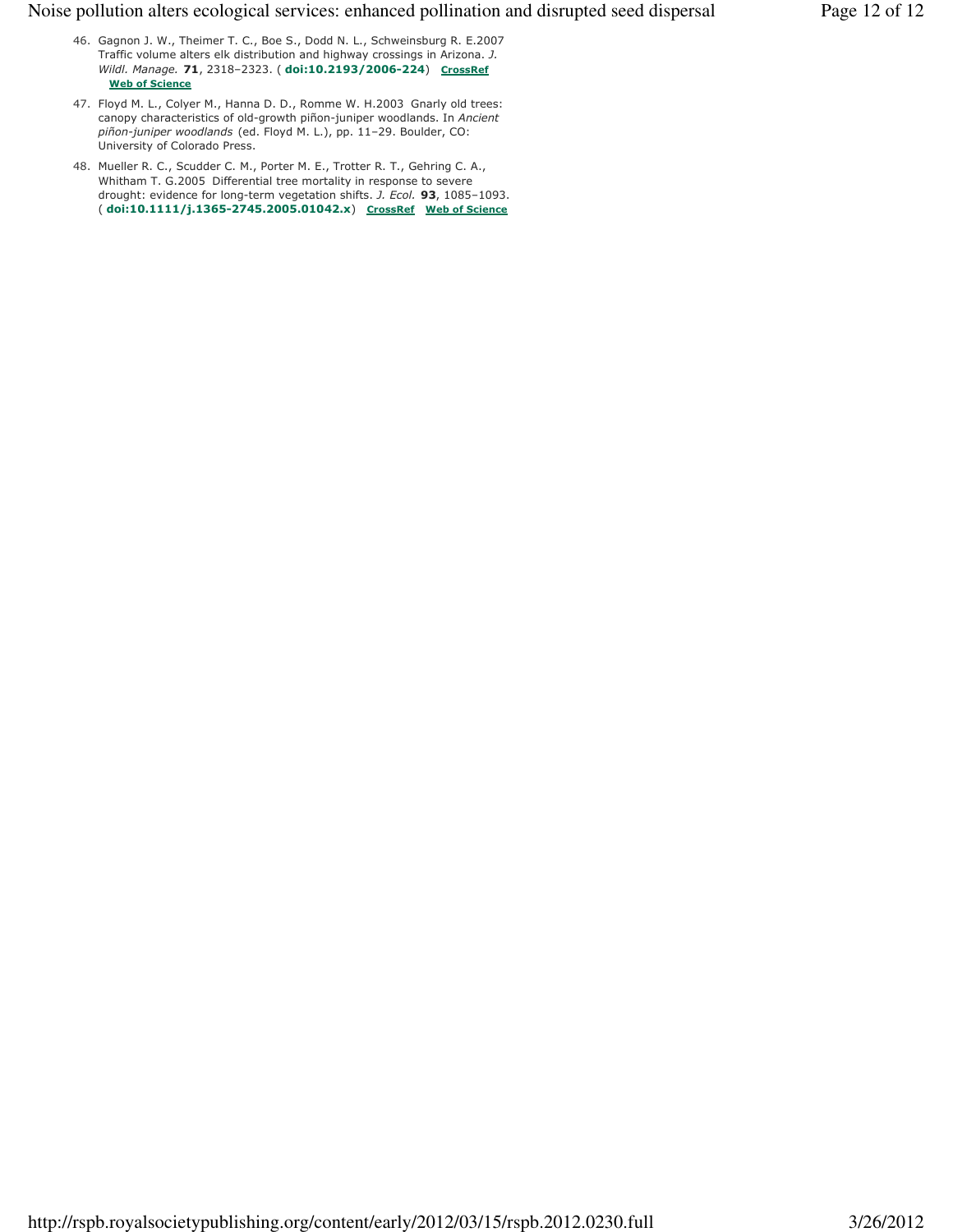46. Gagnon J. W., Theimer T. C., Boe S., Dodd N. L., Schweinsburg R. E.2007 Traffic volume alters elk distribution and highway crossings in Arizona. *J. Wildl. Manage.* **71**, 2318–2323. ( **doi:10.2193/2006-224**) CrossRef Web of Science

47. Floyd M. L., Colyer M., Hanna D. D., Romme W. H.2003 Gnarly old trees: canopy characteristics of old-growth piñon-juniper woodlands. In *Ancient piñon-juniper woodlands* (ed. Floyd M. L.), pp. 11–29. Boulder, CO: University of Colorado Press.

48. Mueller R. C., Scudder C. M., Porter M. E., Trotter R. T., Gehring C. A., Whitham T. G.2005 Differential tree mortality in response to severe drought: evidence for long-term vegetation shifts. *J. Ecol.* **93**, 1085–1093. ( **doi:10.1111/j.1365-2745.2005.01042.x**) CrossRef Web of Science